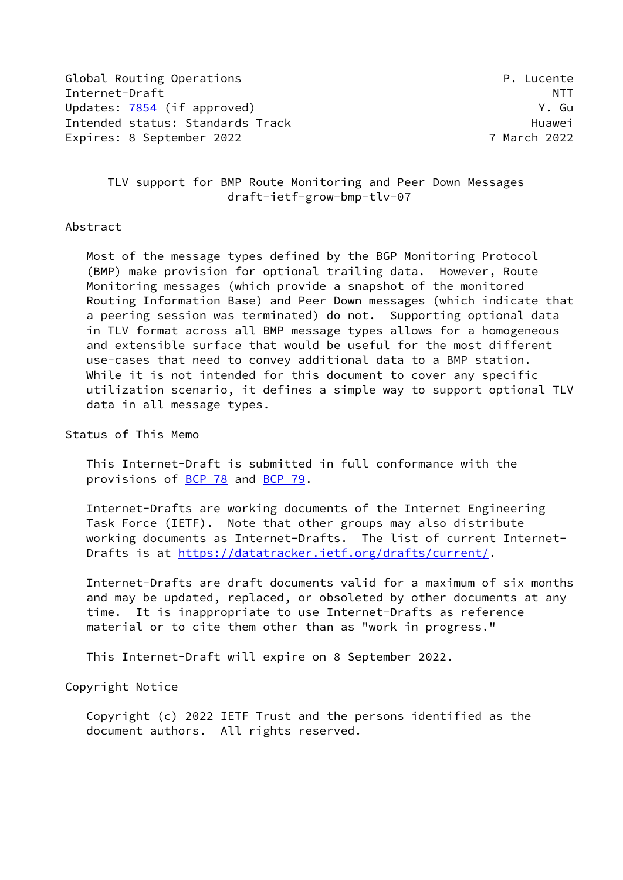Global Routing Operations P. Lucente
Internet-Draft NTT
Updates: 7854 (if approved) Y. Gu
Intended status: Standards Track Huawei
Expires: 8 September 2022 7 March 2022

# TLV support for BMP Route Monitoring and Peer Down Messages
draft-ietf-grow-bmp-tlv-07

## Abstract

Most of the message types defined by the BGP Monitoring Protocol (BMP) make provision for optional trailing data. However, Route Monitoring messages (which provide a snapshot of the monitored Routing Information Base) and Peer Down messages (which indicate that a peering session was terminated) do not. Supporting optional data in TLV format across all BMP message types allows for a homogeneous and extensible surface that would be useful for the most different use-cases that need to convey additional data to a BMP station. While it is not intended for this document to cover any specific utilization scenario, it defines a simple way to support optional TLV data in all message types.

## Status of This Memo

This Internet-Draft is submitted in full conformance with the provisions of BCP 78 and BCP 79.

Internet-Drafts are working documents of the Internet Engineering Task Force (IETF). Note that other groups may also distribute working documents as Internet-Drafts. The list of current Internet-Drafts is at https://datatracker.ietf.org/drafts/current/.

Internet-Drafts are draft documents valid for a maximum of six months and may be updated, replaced, or obsoleted by other documents at any time. It is inappropriate to use Internet-Drafts as reference material or to cite them other than as "work in progress."

This Internet-Draft will expire on 8 September 2022.

## Copyright Notice

Copyright (c) 2022 IETF Trust and the persons identified as the document authors. All rights reserved.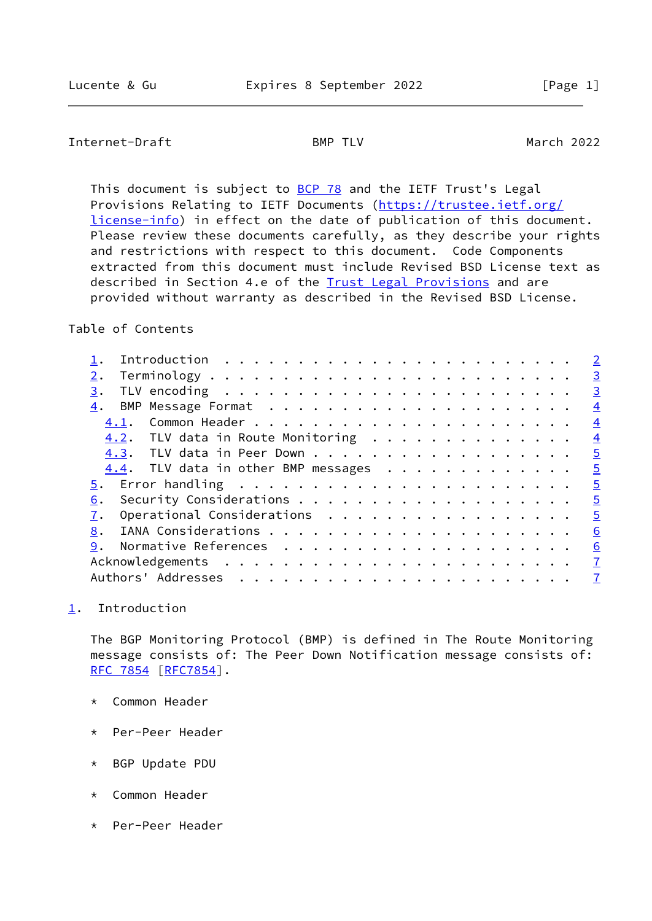This document is subject to BCP 78 and the IETF Trust's Legal Provisions Relating to IETF Documents (https://trustee.ietf.org/license-info) in effect on the date of publication of this document. Please review these documents carefully, as they describe your rights and restrictions with respect to this document. Code Components extracted from this document must include Revised BSD License text as described in Section 4.e of the Trust Legal Provisions and are provided without warranty as described in the Revised BSD License.

Table of Contents

- 1. Introduction . . . . . . . . . . . . . . . . . . . . . . . . 2
- 2. Terminology . . . . . . . . . . . . . . . . . . . . . . . . 3
- 3. TLV encoding . . . . . . . . . . . . . . . . . . . . . . . . 3
- 4. BMP Message Format . . . . . . . . . . . . . . . . . . . . . 4
  - 4.1. Common Header . . . . . . . . . . . . . . . . . . . . . . 4
  - 4.2. TLV data in Route Monitoring . . . . . . . . . . . . . . 4
  - 4.3. TLV data in Peer Down . . . . . . . . . . . . . . . . . . 5
  - 4.4. TLV data in other BMP messages . . . . . . . . . . . . . 5
- 5. Error handling . . . . . . . . . . . . . . . . . . . . . . . 5
- 6. Security Considerations . . . . . . . . . . . . . . . . . . . 5
- 7. Operational Considerations . . . . . . . . . . . . . . . . . 5
- 8. IANA Considerations . . . . . . . . . . . . . . . . . . . . . 6
- 9. Normative References . . . . . . . . . . . . . . . . . . . . 6
- Acknowledgements . . . . . . . . . . . . . . . . . . . . . . . 7
- Authors' Addresses . . . . . . . . . . . . . . . . . . . . . . 7

## 1. Introduction

The BGP Monitoring Protocol (BMP) is defined in The Route Monitoring message consists of: The Peer Down Notification message consists of: RFC 7854 [RFC7854].

* Common Header

* Per-Peer Header

* BGP Update PDU

* Common Header

* Per-Peer Header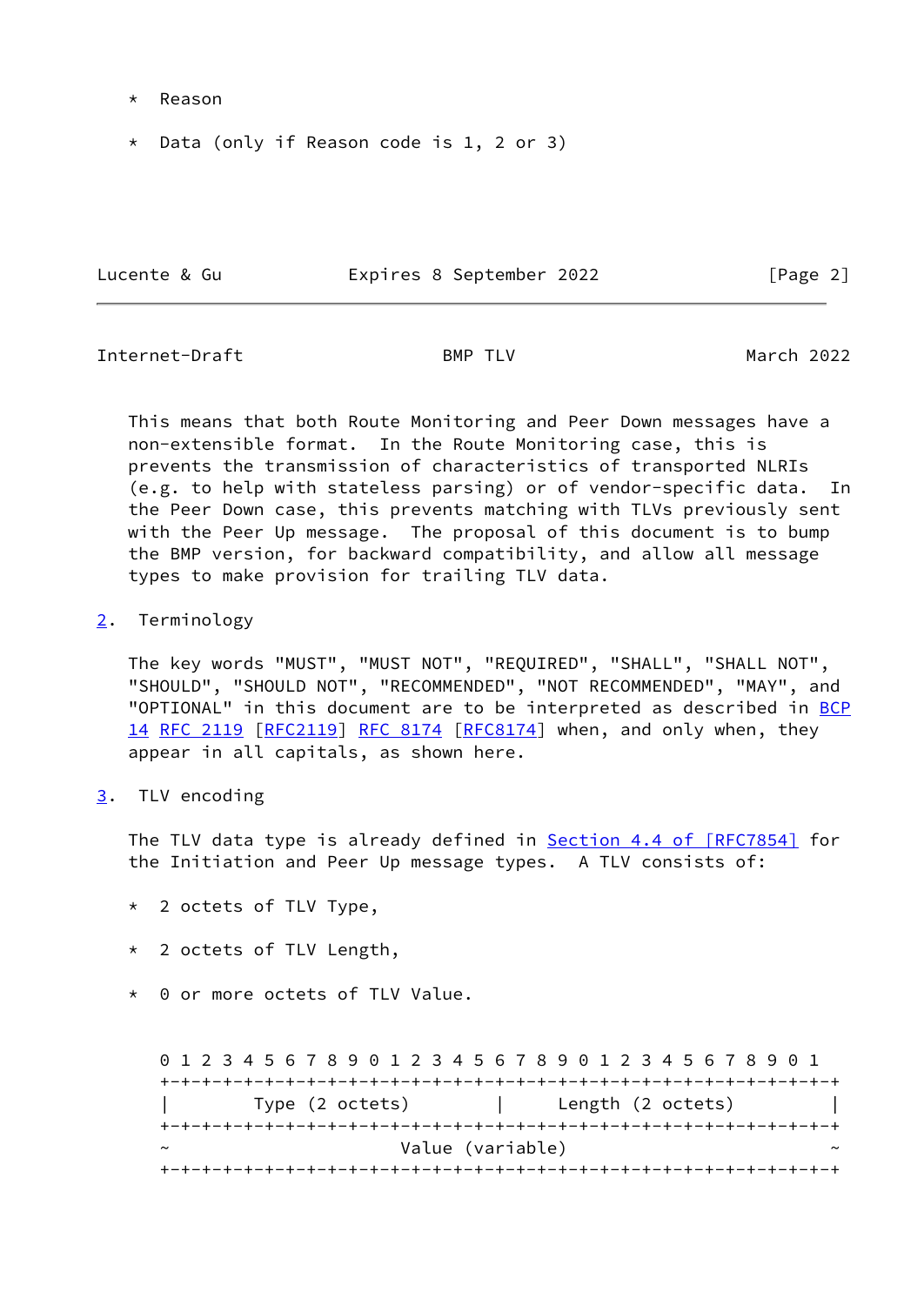* Reason

* Data (only if Reason code is 1, 2 or 3)

This means that both Route Monitoring and Peer Down messages have a non-extensible format. In the Route Monitoring case, this is prevents the transmission of characteristics of transported NLRIs (e.g. to help with stateless parsing) or of vendor-specific data. In the Peer Down case, this prevents matching with TLVs previously sent with the Peer Up message. The proposal of this document is to bump the BMP version, for backward compatibility, and allow all message types to make provision for trailing TLV data.

## 2. Terminology

The key words "MUST", "MUST NOT", "REQUIRED", "SHALL", "SHALL NOT", "SHOULD", "SHOULD NOT", "RECOMMENDED", "NOT RECOMMENDED", "MAY", and "OPTIONAL" in this document are to be interpreted as described in BCP 14 RFC 2119 [RFC2119] RFC 8174 [RFC8174] when, and only when, they appear in all capitals, as shown here.

## 3. TLV encoding

The TLV data type is already defined in Section 4.4 of [RFC7854] for the Initiation and Peer Up message types. A TLV consists of:

* 2 octets of TLV Type,

* 2 octets of TLV Length,

* 0 or more octets of TLV Value.

```
 0 1 2 3 4 5 6 7 8 9 0 1 2 3 4 5 6 7 8 9 0 1 2 3 4 5 6 7 8 9 0 1
+-+-+-+-+-+-+-+-+-+-+-+-+-+-+-+-+-+-+-+-+-+-+-+-+-+-+-+-+-+-+-+-+
|        Type (2 octets)        |      Length (2 octets)        |
+-+-+-+-+-+-+-+-+-+-+-+-+-+-+-+-+-+-+-+-+-+-+-+-+-+-+-+-+-+-+-+-+
~                       Value (variable)                        ~
+-+-+-+-+-+-+-+-+-+-+-+-+-+-+-+-+-+-+-+-+-+-+-+-+-+-+-+-+-+-+-+-+
```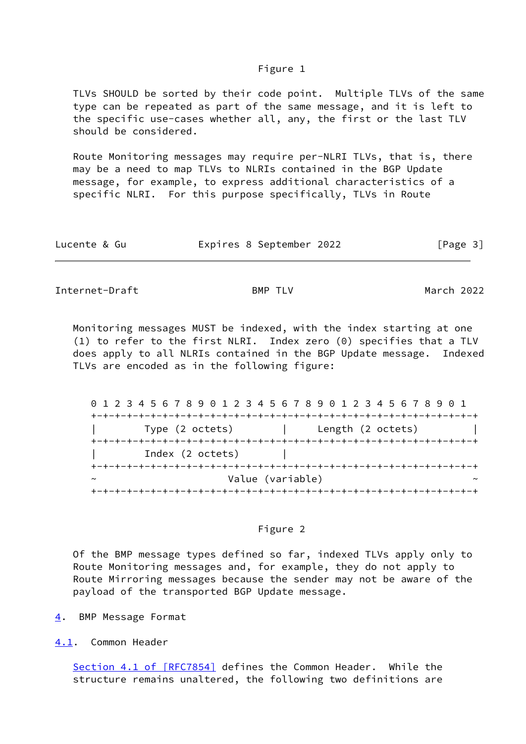Figure 1

TLVs SHOULD be sorted by their code point. Multiple TLVs of the same type can be repeated as part of the same message, and it is left to the specific use-cases whether all, any, the first or the last TLV should be considered.

Route Monitoring messages may require per-NLRI TLVs, that is, there may be a need to map TLVs to NLRIs contained in the BGP Update message, for example, to express additional characteristics of a specific NLRI. For this purpose specifically, TLVs in Route Monitoring messages MUST be indexed, with the index starting at one (1) to refer to the first NLRI. Index zero (0) specifies that a TLV does apply to all NLRIs contained in the BGP Update message. Indexed TLVs are encoded as in the following figure:

```
 0 1 2 3 4 5 6 7 8 9 0 1 2 3 4 5 6 7 8 9 0 1 2 3 4 5 6 7 8 9 0 1
+-+-+-+-+-+-+-+-+-+-+-+-+-+-+-+-+-+-+-+-+-+-+-+-+-+-+-+-+-+-+-+-+
|        Type (2 octets)        |      Length (2 octets)        |
+-+-+-+-+-+-+-+-+-+-+-+-+-+-+-+-+-+-+-+-+-+-+-+-+-+-+-+-+-+-+-+-+
|        Index (2 octets)       |
+-+-+-+-+-+-+-+-+-+-+-+-+-+-+-+-+-+-+-+-+-+-+-+-+-+-+-+-+-+-+-+-+
~                        Value (variable)                       ~
+-+-+-+-+-+-+-+-+-+-+-+-+-+-+-+-+-+-+-+-+-+-+-+-+-+-+-+-+-+-+-+-+
```

Figure 2

Of the BMP message types defined so far, indexed TLVs apply only to Route Monitoring messages and, for example, they do not apply to Route Mirroring messages because the sender may not be aware of the payload of the transported BGP Update message.

## 4. BMP Message Format

### 4.1. Common Header

Section 4.1 of [RFC7854] defines the Common Header. While the structure remains unaltered, the following two definitions are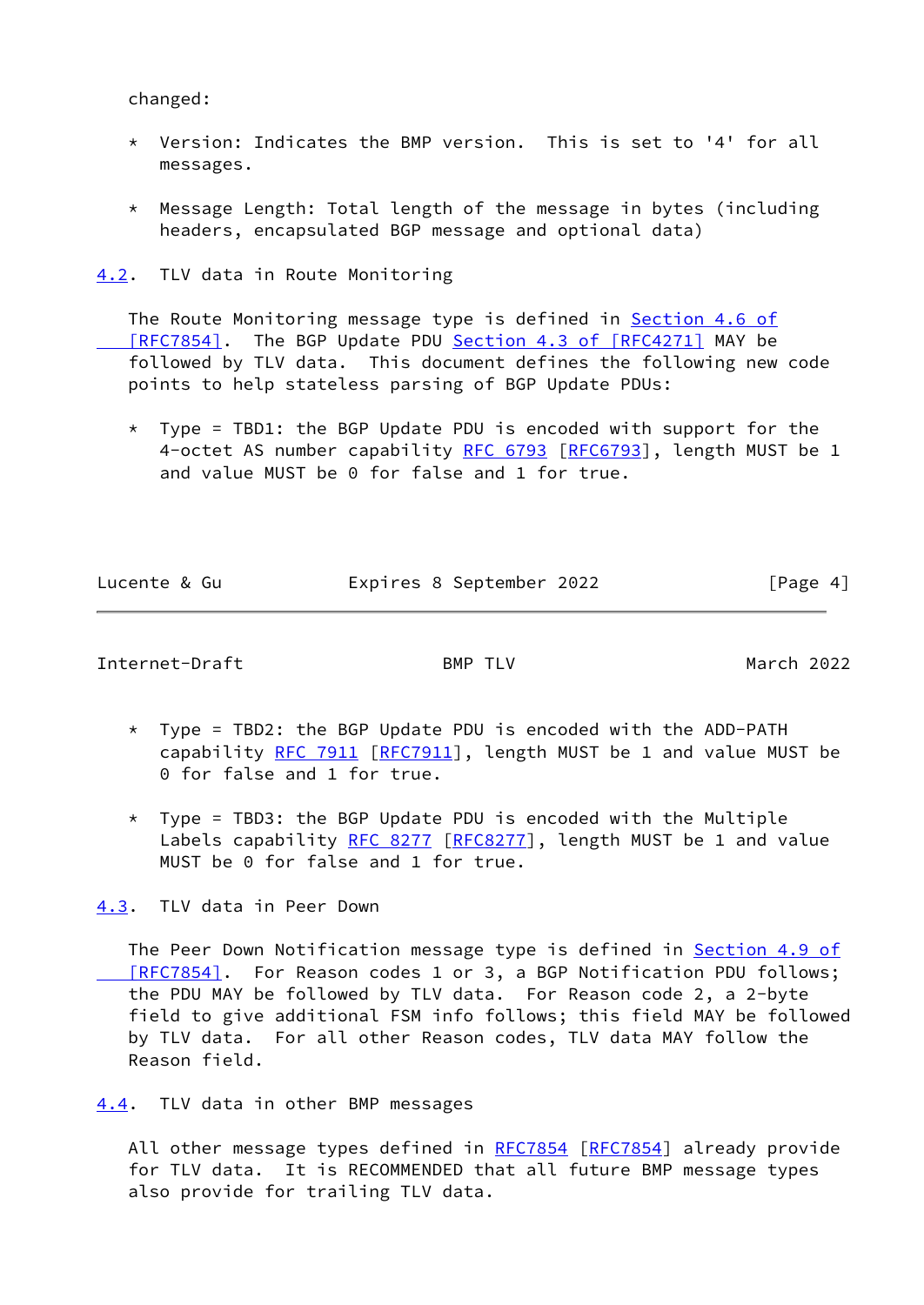changed:

* Version: Indicates the BMP version. This is set to '4' for all messages.

* Message Length: Total length of the message in bytes (including headers, encapsulated BGP message and optional data)

## 4.2. TLV data in Route Monitoring

The Route Monitoring message type is defined in Section 4.6 of [RFC7854]. The BGP Update PDU Section 4.3 of [RFC4271] MAY be followed by TLV data. This document defines the following new code points to help stateless parsing of BGP Update PDUs:

* Type = TBD1: the BGP Update PDU is encoded with support for the 4-octet AS number capability RFC 6793 [RFC6793], length MUST be 1 and value MUST be 0 for false and 1 for true.

* Type = TBD2: the BGP Update PDU is encoded with the ADD-PATH capability RFC 7911 [RFC7911], length MUST be 1 and value MUST be 0 for false and 1 for true.

* Type = TBD3: the BGP Update PDU is encoded with the Multiple Labels capability RFC 8277 [RFC8277], length MUST be 1 and value MUST be 0 for false and 1 for true.

## 4.3. TLV data in Peer Down

The Peer Down Notification message type is defined in Section 4.9 of [RFC7854]. For Reason codes 1 or 3, a BGP Notification PDU follows; the PDU MAY be followed by TLV data. For Reason code 2, a 2-byte field to give additional FSM info follows; this field MAY be followed by TLV data. For all other Reason codes, TLV data MAY follow the Reason field.

## 4.4. TLV data in other BMP messages

All other message types defined in RFC7854 [RFC7854] already provide for TLV data. It is RECOMMENDED that all future BMP message types also provide for trailing TLV data.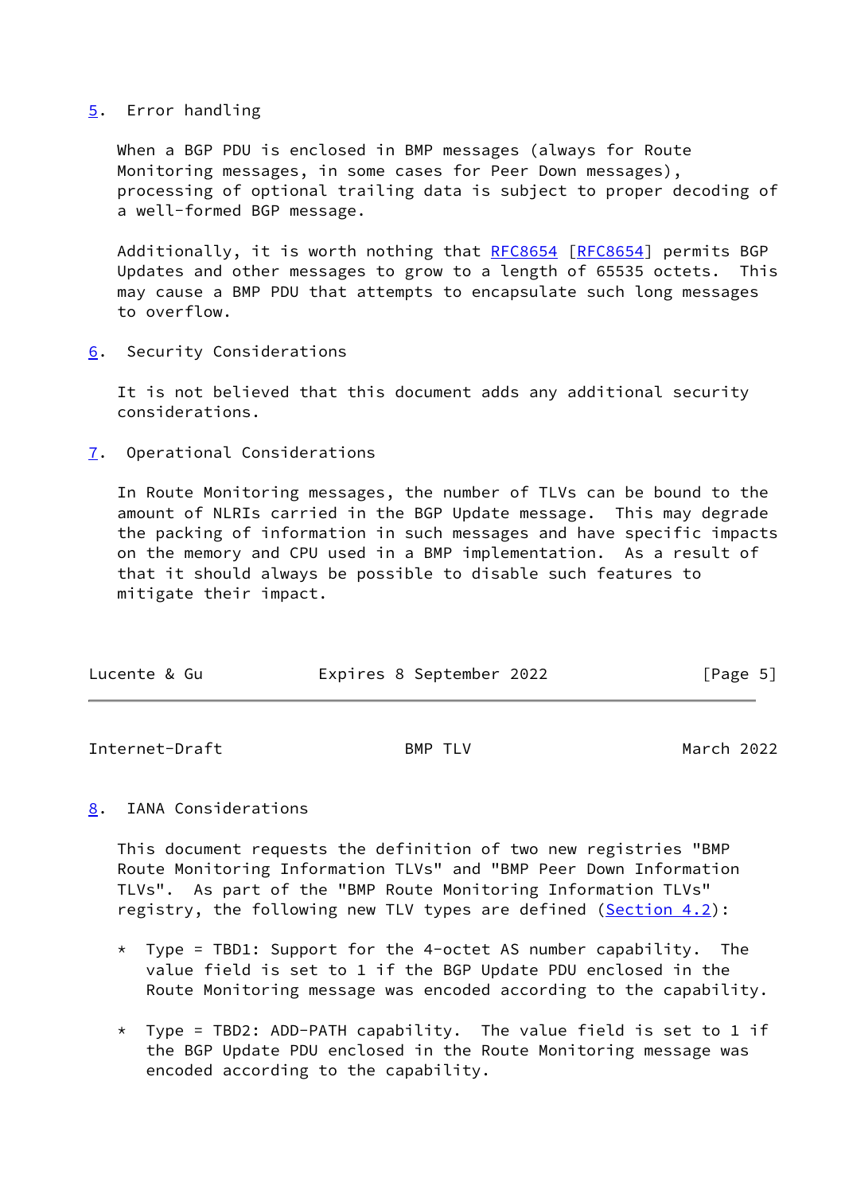## 5. Error handling

When a BGP PDU is enclosed in BMP messages (always for Route Monitoring messages, in some cases for Peer Down messages), processing of optional trailing data is subject to proper decoding of a well-formed BGP message.

Additionally, it is worth nothing that RFC8654 [RFC8654] permits BGP Updates and other messages to grow to a length of 65535 octets. This may cause a BMP PDU that attempts to encapsulate such long messages to overflow.

## 6. Security Considerations

It is not believed that this document adds any additional security considerations.

## 7. Operational Considerations

In Route Monitoring messages, the number of TLVs can be bound to the amount of NLRIs carried in the BGP Update message. This may degrade the packing of information in such messages and have specific impacts on the memory and CPU used in a BMP implementation. As a result of that it should always be possible to disable such features to mitigate their impact.

## 8. IANA Considerations

This document requests the definition of two new registries "BMP Route Monitoring Information TLVs" and "BMP Peer Down Information TLVs". As part of the "BMP Route Monitoring Information TLVs" registry, the following new TLV types are defined (Section 4.2):

* Type = TBD1: Support for the 4-octet AS number capability. The value field is set to 1 if the BGP Update PDU enclosed in the Route Monitoring message was encoded according to the capability.

* Type = TBD2: ADD-PATH capability. The value field is set to 1 if the BGP Update PDU enclosed in the Route Monitoring message was encoded according to the capability.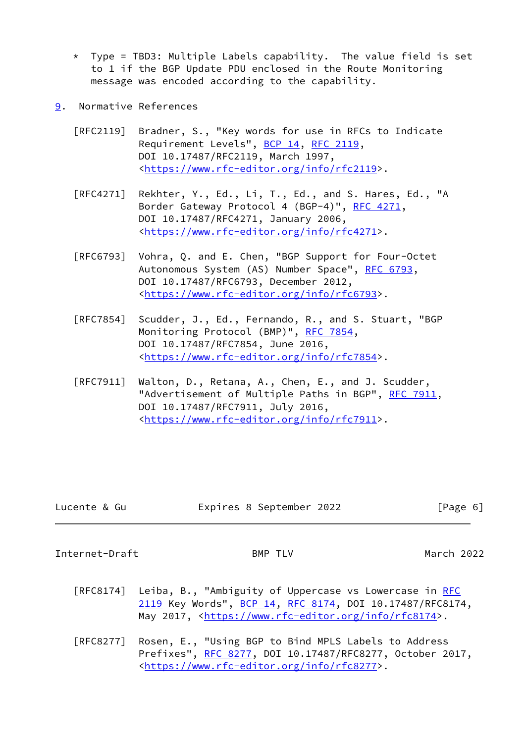* Type = TBD3: Multiple Labels capability. The value field is set to 1 if the BGP Update PDU enclosed in the Route Monitoring message was encoded according to the capability.

## 9. Normative References

[RFC2119] Bradner, S., "Key words for use in RFCs to Indicate Requirement Levels", BCP 14, RFC 2119, DOI 10.17487/RFC2119, March 1997, <https://www.rfc-editor.org/info/rfc2119>.

[RFC4271] Rekhter, Y., Ed., Li, T., Ed., and S. Hares, Ed., "A Border Gateway Protocol 4 (BGP-4)", RFC 4271, DOI 10.17487/RFC4271, January 2006, <https://www.rfc-editor.org/info/rfc4271>.

[RFC6793] Vohra, Q. and E. Chen, "BGP Support for Four-Octet Autonomous System (AS) Number Space", RFC 6793, DOI 10.17487/RFC6793, December 2012, <https://www.rfc-editor.org/info/rfc6793>.

[RFC7854] Scudder, J., Ed., Fernando, R., and S. Stuart, "BGP Monitoring Protocol (BMP)", RFC 7854, DOI 10.17487/RFC7854, June 2016, <https://www.rfc-editor.org/info/rfc7854>.

[RFC7911] Walton, D., Retana, A., Chen, E., and J. Scudder, "Advertisement of Multiple Paths in BGP", RFC 7911, DOI 10.17487/RFC7911, July 2016, <https://www.rfc-editor.org/info/rfc7911>.

[RFC8174] Leiba, B., "Ambiguity of Uppercase vs Lowercase in RFC 2119 Key Words", BCP 14, RFC 8174, DOI 10.17487/RFC8174, May 2017, <https://www.rfc-editor.org/info/rfc8174>.

[RFC8277] Rosen, E., "Using BGP to Bind MPLS Labels to Address Prefixes", RFC 8277, DOI 10.17487/RFC8277, October 2017, <https://www.rfc-editor.org/info/rfc8277>.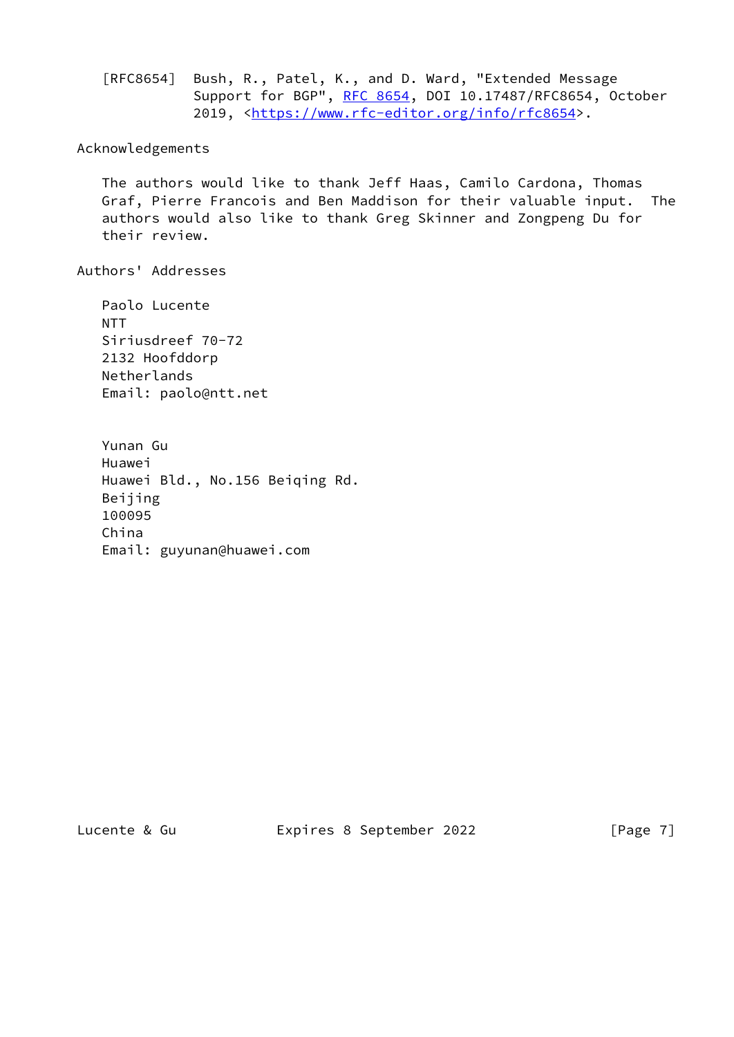[RFC8654] Bush, R., Patel, K., and D. Ward, "Extended Message Support for BGP", RFC 8654, DOI 10.17487/RFC8654, October 2019, <https://www.rfc-editor.org/info/rfc8654>.

## Acknowledgements

The authors would like to thank Jeff Haas, Camilo Cardona, Thomas Graf, Pierre Francois and Ben Maddison for their valuable input. The authors would also like to thank Greg Skinner and Zongpeng Du for their review.

## Authors' Addresses

Paolo Lucente
NTT
Siriusdreef 70-72
2132 Hoofddorp
Netherlands
Email: paolo@ntt.net

Yunan Gu
Huawei
Huawei Bld., No.156 Beiqing Rd.
Beijing
100095
China
Email: guyunan@huawei.com